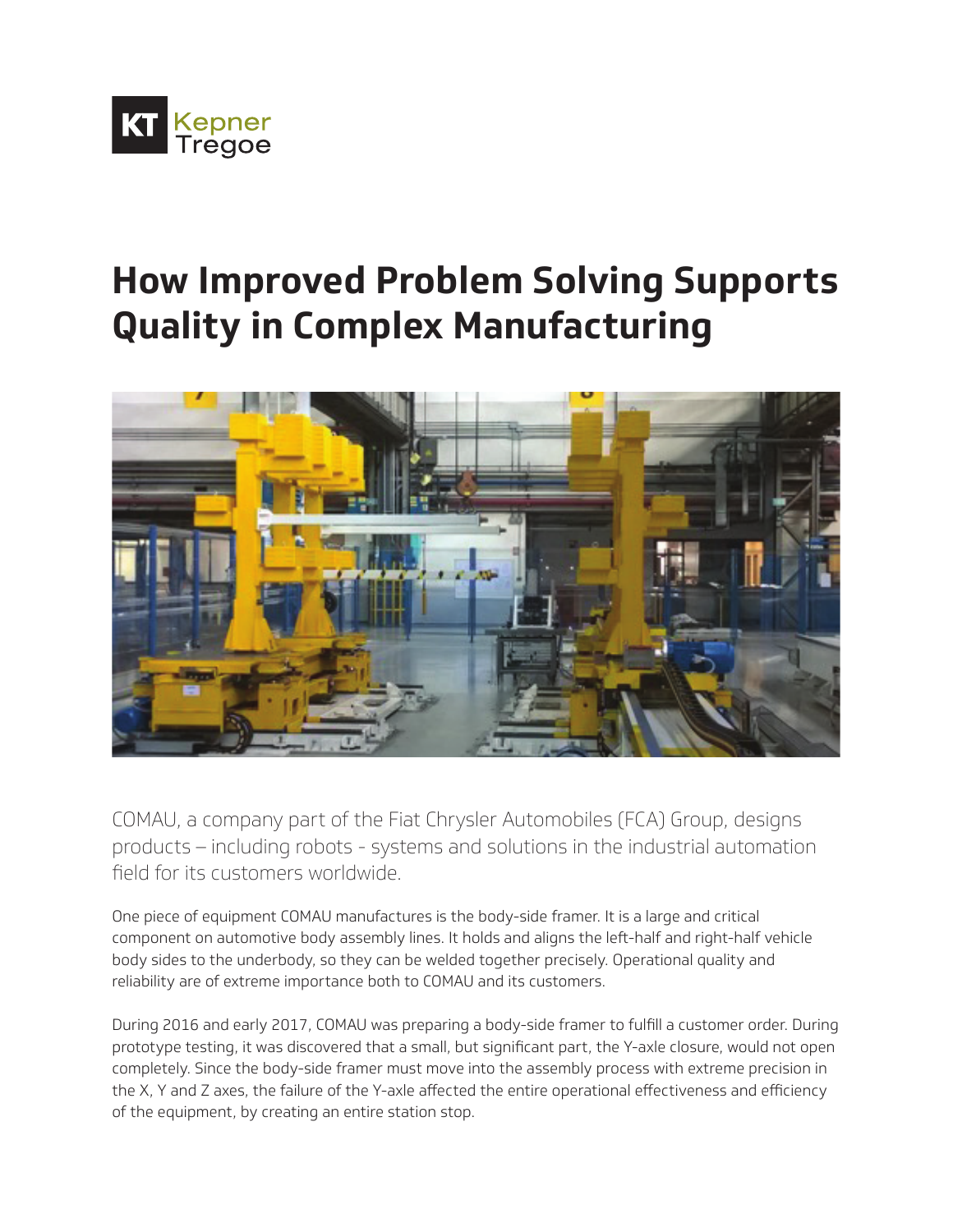Kepner Tregoe

# How Improved Problem Solving Supports Quality in Complex Manufacturing

COMAU, a company part of the Fiat Chrysler Automobiles (FCA) Group, designs products – including robots - systems and solutions in the industrial automation field for its customers worldwide.

One piece of equipment COMAU manufactures is the body-side framer. It is a large and critical component on automotive body assembly lines. It holds and aligns the left-half and right-half vehicle body sides to the underbody, so they can be welded together precisely. Operational quality and reliability are of extreme importance both to COMAU and its customers.

During 2016 and early 2017, COMAU was preparing a body-side framer to fulfill a customer order. During prototype testing, it was discovered that a small, but significant part, the Y-axle closure, would not open completely. Since the body-side framer must move into the assembly process with extreme precision in the X, Y and Z axes, the failure of the Y-axle affected the entire operational effectiveness and efficiency of the equipment, by creating an entire station stop.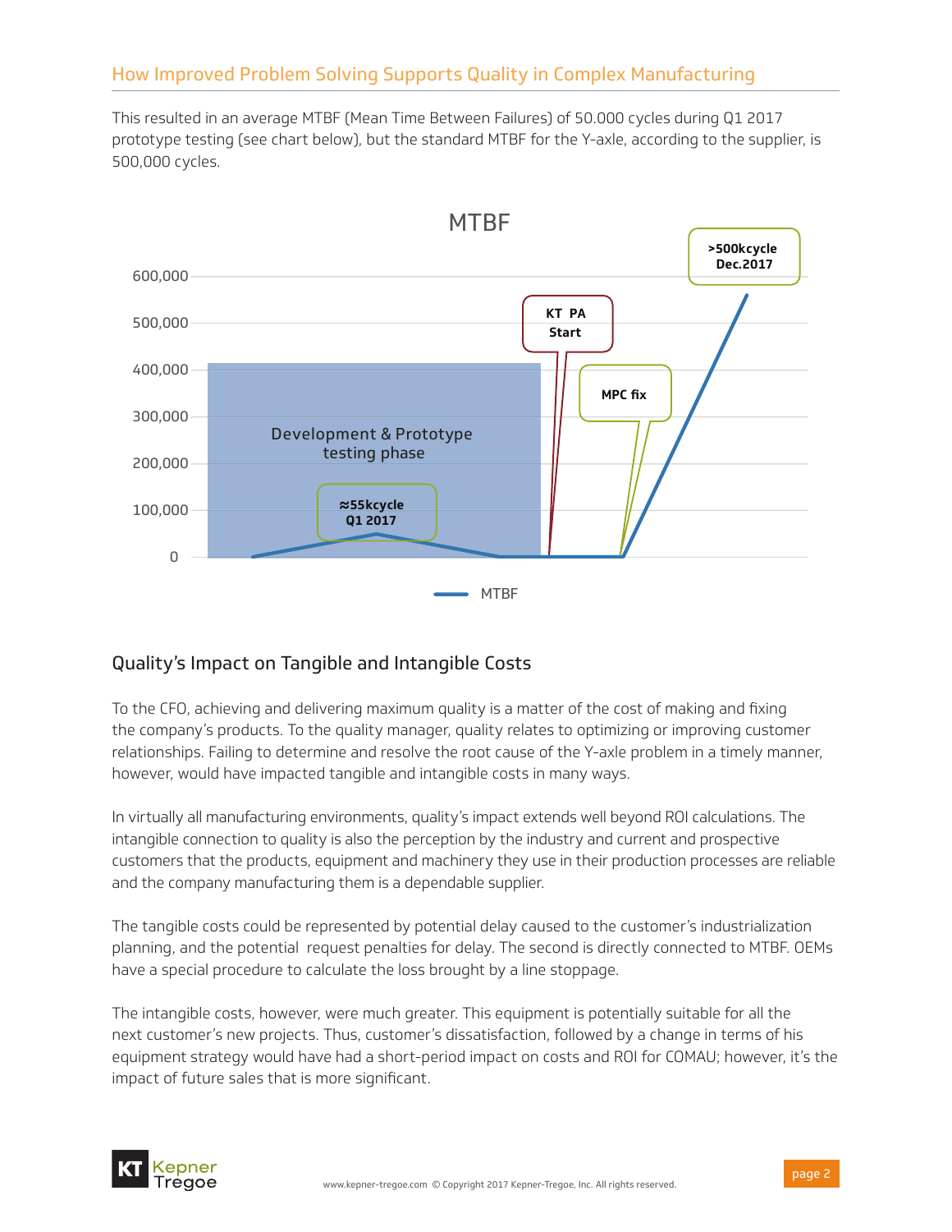This resulted in an average MTBF (Mean Time Between Failures) of 50.000 cycles during Q1 2017 prototype testing (see chart below), but the standard MTBF for the Y-axle, according to the supplier, is 500,000 cycles.

MTBF

600,000
500,000
400,000
300,000
200,000
100,000
0

Development & Prototype testing phase

≈55kcycle Q1 2017

KT PA Start

MPC fix

>500kcycle Dec.2017

MTBF

## Quality's Impact on Tangible and Intangible Costs

To the CFO, achieving and delivering maximum quality is a matter of the cost of making and fixing the company's products. To the quality manager, quality relates to optimizing or improving customer relationships. Failing to determine and resolve the root cause of the Y-axle problem in a timely manner, however, would have impacted tangible and intangible costs in many ways.

In virtually all manufacturing environments, quality's impact extends well beyond ROI calculations. The intangible connection to quality is also the perception by the industry and current and prospective customers that the products, equipment and machinery they use in their production processes are reliable and the company manufacturing them is a dependable supplier.

The tangible costs could be represented by potential delay caused to the customer's industrialization planning, and the potential request penalties for delay. The second is directly connected to MTBF. OEMs have a special procedure to calculate the loss brought by a line stoppage.

The intangible costs, however, were much greater. This equipment is potentially suitable for all the next customer's new projects. Thus, customer's dissatisfaction, followed by a change in terms of his equipment strategy would have had a short-period impact on costs and ROI for COMAU; however, it's the impact of future sales that is more significant.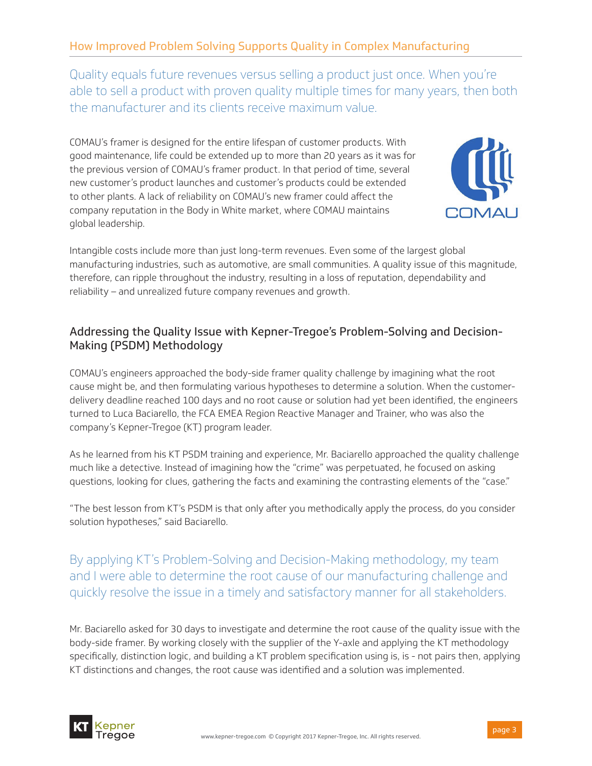Quality equals future revenues versus selling a product just once. When you're able to sell a product with proven quality multiple times for many years, then both the manufacturer and its clients receive maximum value.

COMAU's framer is designed for the entire lifespan of customer products. With good maintenance, life could be extended up to more than 20 years as it was for the previous version of COMAU's framer product. In that period of time, several new customer's product launches and customer's products could be extended to other plants. A lack of reliability on COMAU's new framer could affect the company reputation in the Body in White market, where COMAU maintains global leadership.

Intangible costs include more than just long-term revenues. Even some of the largest global manufacturing industries, such as automotive, are small communities. A quality issue of this magnitude, therefore, can ripple throughout the industry, resulting in a loss of reputation, dependability and reliability – and unrealized future company revenues and growth.

## Addressing the Quality Issue with Kepner-Tregoe's Problem-Solving and Decision-Making (PSDM) Methodology

COMAU's engineers approached the body-side framer quality challenge by imagining what the root cause might be, and then formulating various hypotheses to determine a solution. When the customer-delivery deadline reached 100 days and no root cause or solution had yet been identified, the engineers turned to Luca Baciarello, the FCA EMEA Region Reactive Manager and Trainer, who was also the company's Kepner-Tregoe (KT) program leader.

As he learned from his KT PSDM training and experience, Mr. Baciarello approached the quality challenge much like a detective. Instead of imagining how the "crime" was perpetuated, he focused on asking questions, looking for clues, gathering the facts and examining the contrasting elements of the "case."

"The best lesson from KT's PSDM is that only after you methodically apply the process, do you consider solution hypotheses," said Baciarello.

By applying KT's Problem-Solving and Decision-Making methodology, my team and I were able to determine the root cause of our manufacturing challenge and quickly resolve the issue in a timely and satisfactory manner for all stakeholders.

Mr. Baciarello asked for 30 days to investigate and determine the root cause of the quality issue with the body-side framer. By working closely with the supplier of the Y-axle and applying the KT methodology specifically, distinction logic, and building a KT problem specification using is, is - not pairs then, applying KT distinctions and changes, the root cause was identified and a solution was implemented.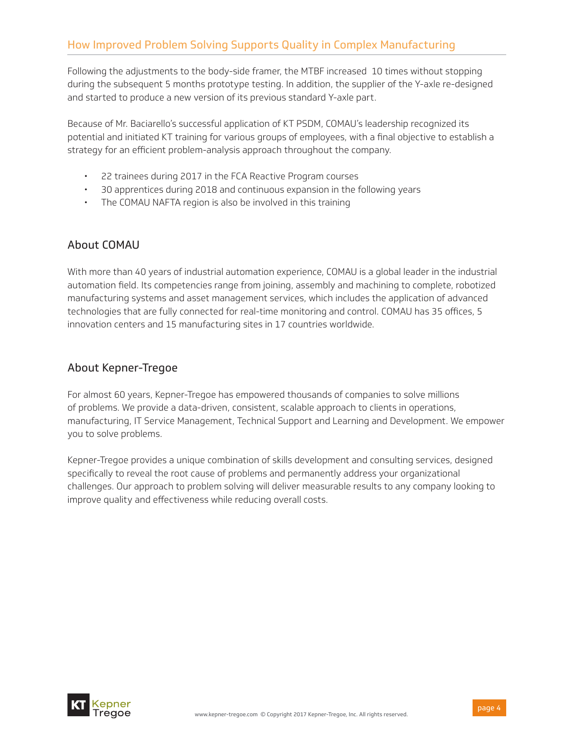Following the adjustments to the body-side framer, the MTBF increased 10 times without stopping during the subsequent 5 months prototype testing. In addition, the supplier of the Y-axle re-designed and started to produce a new version of its previous standard Y-axle part.

Because of Mr. Baciarello's successful application of KT PSDM, COMAU's leadership recognized its potential and initiated KT training for various groups of employees, with a final objective to establish a strategy for an efficient problem-analysis approach throughout the company.

- 22 trainees during 2017 in the FCA Reactive Program courses
- 30 apprentices during 2018 and continuous expansion in the following years
- The COMAU NAFTA region is also be involved in this training

## About COMAU

With more than 40 years of industrial automation experience, COMAU is a global leader in the industrial automation field. Its competencies range from joining, assembly and machining to complete, robotized manufacturing systems and asset management services, which includes the application of advanced technologies that are fully connected for real-time monitoring and control. COMAU has 35 offices, 5 innovation centers and 15 manufacturing sites in 17 countries worldwide.

## About Kepner-Tregoe

For almost 60 years, Kepner-Tregoe has empowered thousands of companies to solve millions of problems. We provide a data-driven, consistent, scalable approach to clients in operations, manufacturing, IT Service Management, Technical Support and Learning and Development. We empower you to solve problems.

Kepner-Tregoe provides a unique combination of skills development and consulting services, designed specifically to reveal the root cause of problems and permanently address your organizational challenges. Our approach to problem solving will deliver measurable results to any company looking to improve quality and effectiveness while reducing overall costs.